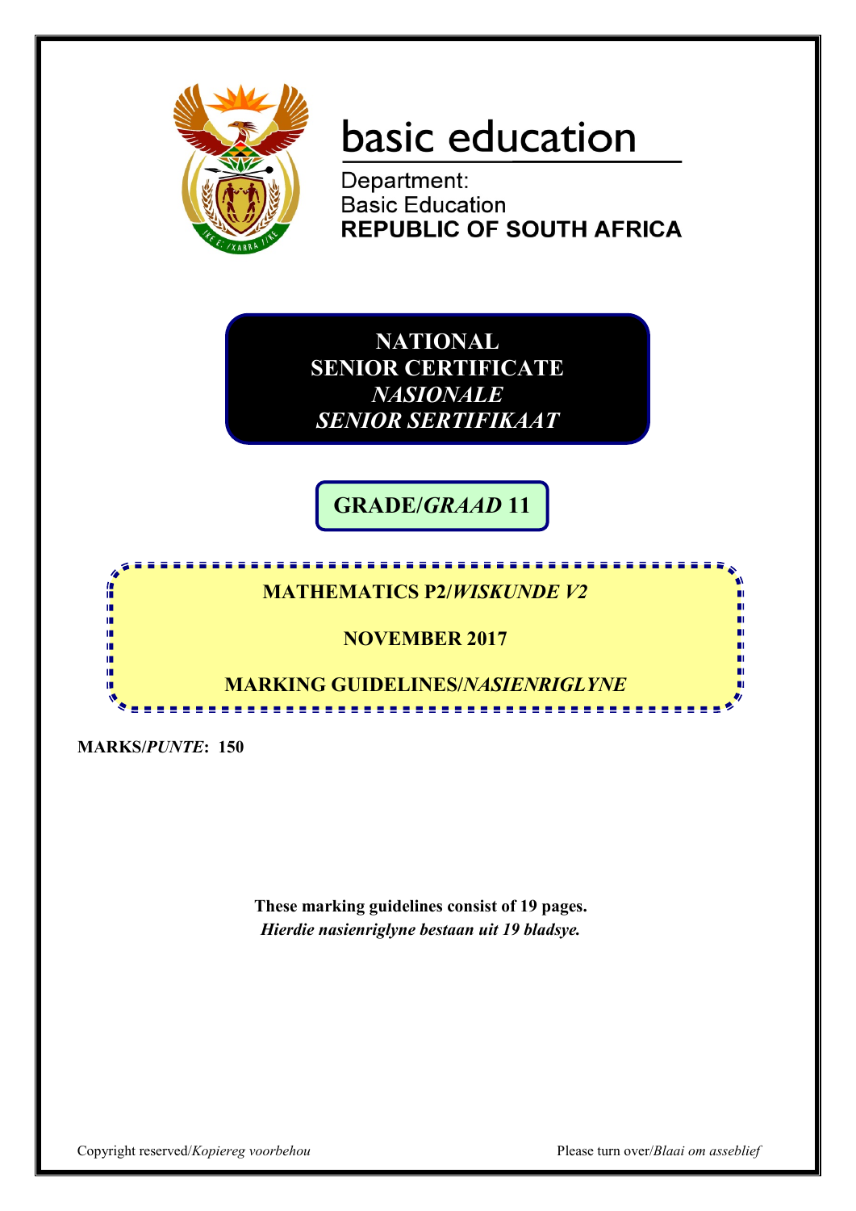# basic education

Department:
Basic Education
**REPUBLIC OF SOUTH AFRICA**

**NATIONAL SENIOR CERTIFICATE**
***NASIONALE SENIOR SERTIFIKAAT***

**GRADE/*GRAAD* 11**

**MATHEMATICS P2/*WISKUNDE V2***

**NOVEMBER 2017**

**MARKING GUIDELINES/*NASIENRIGLYNE***

**MARKS/*PUNTE*: 150**

**These marking guidelines consist of 19 pages.**
***Hierdie nasienriglyne bestaan uit 19 bladsye.***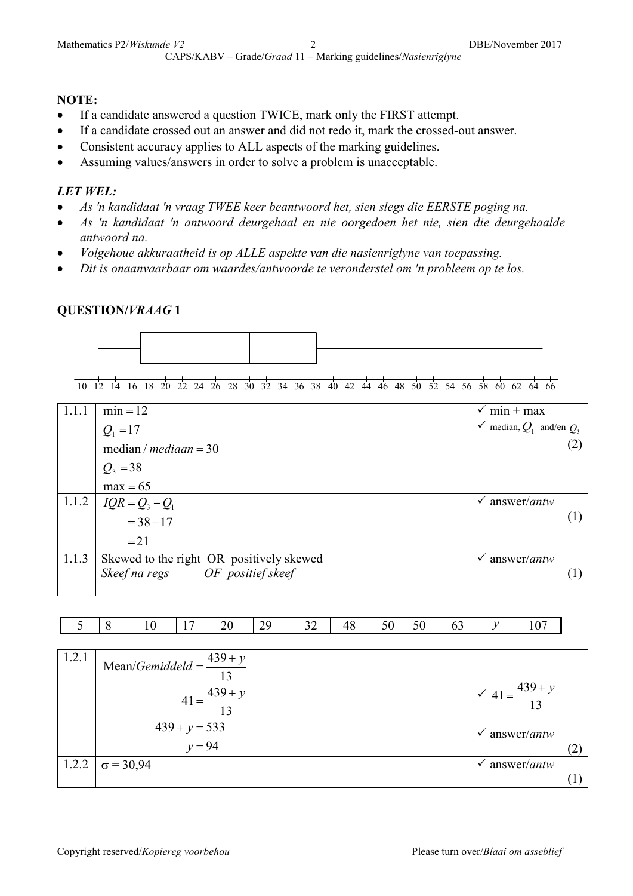**NOTE:**

- If a candidate answered a question TWICE, mark only the FIRST attempt.
- If a candidate crossed out an answer and did not redo it, mark the crossed-out answer.
- Consistent accuracy applies to ALL aspects of the marking guidelines.
- Assuming values/answers in order to solve a problem is unacceptable.

***LET WEL:***

- *As 'n kandidaat 'n vraag TWEE keer beantwoord het, sien slegs die EERSTE poging na.*
- *As 'n kandidaat 'n antwoord deurgehaal en nie oorgedoen het nie, sien die deurgehaalde antwoord na.*
- *Volgehoue akkuraatheid is op ALLE aspekte van die nasienriglyne van toepassing.*
- *Dit is onaanvaarbaar om waardes/antwoorde te veronderstel om 'n probleem op te los.*

## QUESTION/*VRAAG* 1

10 12 14 16 18 20 22 24 26 28 30 32 34 36 38 40 42 44 46 48 50 52 54 56 58 60 62 64 66

| | | |
|---|---|---|
| 1.1.1 | $\min = 12$<br>$Q_1 = 17$<br>$\text{median / } mediaan = 30$<br>$Q_3 = 38$<br>$\max = 65$ | ✓ min + max<br>✓ median, $Q_1$ and/en $Q_3$<br>(2) |
| 1.1.2 | $IQR = Q_3 - Q_1$<br>$= 38 - 17$<br>$= 21$ | ✓ answer/*antw*<br>(1) |
| 1.1.3 | Skewed to the right OR positively skewed<br>*Skeef na regs OF positief skeef* | ✓ answer/*antw*<br>(1) |

| 5 | 8 | 10 | 17 | 20 | 29 | 32 | 48 | 50 | 50 | 63 | $y$ | 107 |
|---|---|---|---|---|---|---|---|---|---|---|---|---|

| | | |
|---|---|---|
| 1.2.1 | Mean/*Gemiddeld* $= \dfrac{439 + y}{13}$<br>$41 = \dfrac{439 + y}{13}$<br>$439 + y = 533$<br>$y = 94$ | ✓ $41 = \dfrac{439 + y}{13}$<br>✓ answer/*antw*<br>(2) |
| 1.2.2 | $\sigma = 30{,}94$ | ✓ answer/*antw*<br>(1) |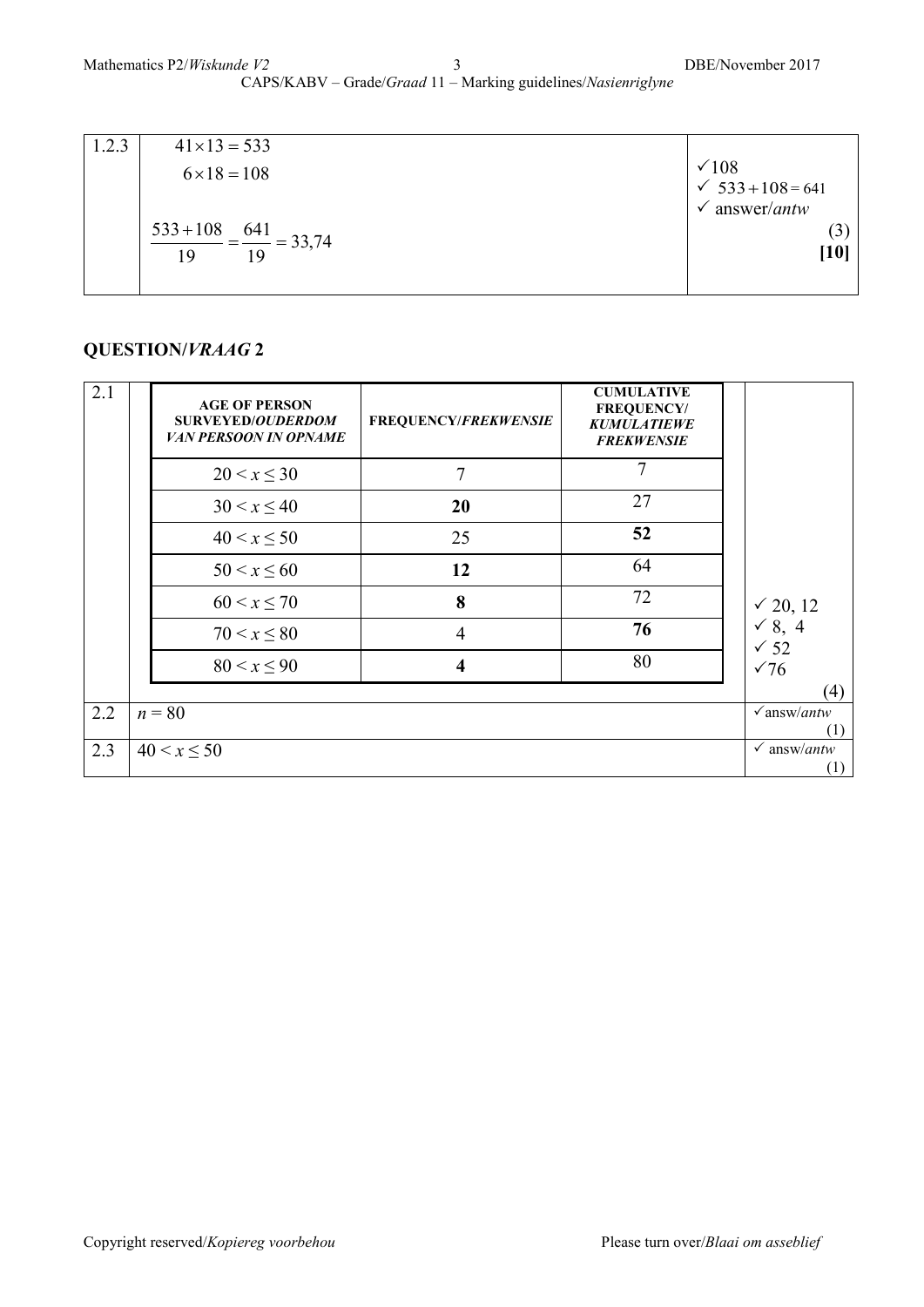| | | |
|---|---|---|
| 1.2.3 | $41 \times 13 = 533$<br>$6 \times 18 = 108$<br><br>$\frac{533+108}{19} = \frac{641}{19} = 33{,}74$ | ✓108<br>✓ $533+108 = 641$<br>✓ answer/*antw*<br>(3)<br>**[10]** |

## QUESTION/*VRAAG* 2

2.1

| AGE OF PERSON SURVEYED/*OUDERDOM VAN PERSOON IN OPNAME* | FREQUENCY/*FREKWENSIE* | CUMULATIVE FREQUENCY/ *KUMULATIEWE FREKWENSIE* |
|---|---|---|
| $20 < x \leq 30$ | 7 | 7 |
| $30 < x \leq 40$ | **20** | 27 |
| $40 < x \leq 50$ | 25 | **52** |
| $50 < x \leq 60$ | **12** | 64 |
| $60 < x \leq 70$ | **8** | 72 |
| $70 < x \leq 80$ | 4 | **76** |
| $80 < x \leq 90$ | **4** | 80 |

✓ 20, 12
✓ 8, 4
✓ 52
✓76
(4)

| | | |
|---|---|---|
| 2.2 | $n = 80$ | ✓answ/*antw* (1) |
| 2.3 | $40 < x \leq 50$ | ✓ answ/*antw* (1) |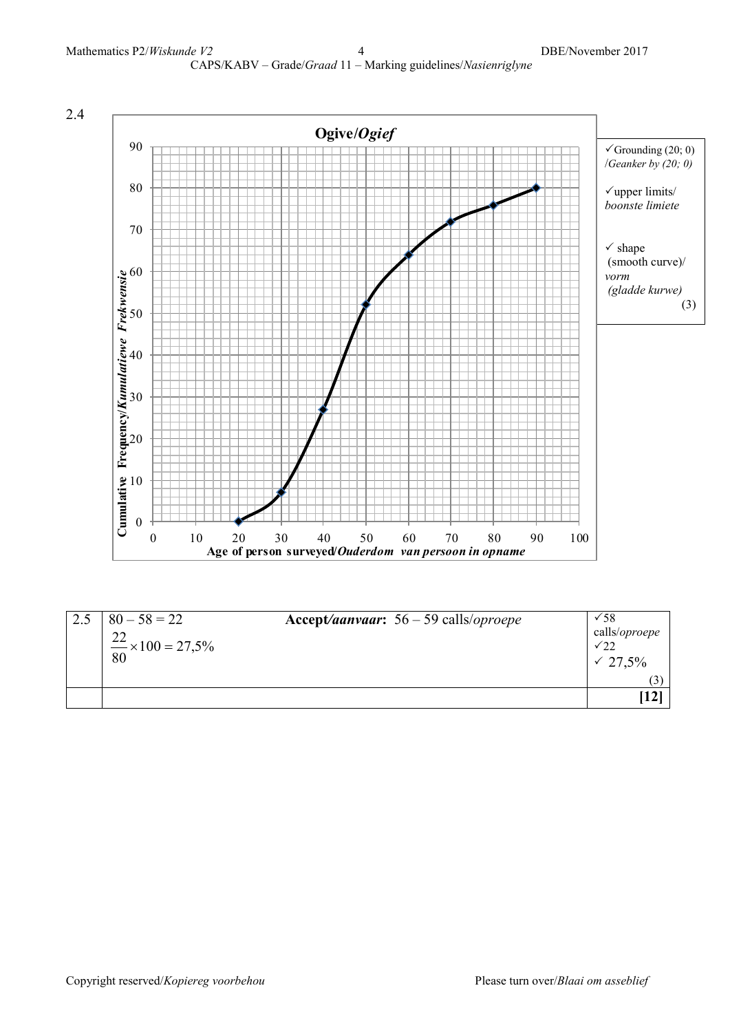2.4

**Ogive/*Ogief***

| Cumulative Frequency/*Kumulatiewe Frekwensie* | Age of person surveyed/*Ouderdom van persoon in opname* |
|---|---|
| 0 | 20 |
| 7 | 30 |
| 27 | 40 |
| 52 | 50 |
| 64 | 60 |
| 72 | 70 |
| 76 | 80 |
| 80 | 90 |

✓Grounding (20; 0) /*Geanker by (20; 0)*

✓upper limits/ *boonste limiete*

✓ shape (smooth curve)/ *vorm (gladde kurwe)*

(3)

| 2.5 | $80 - 58 = 22$<br>$\frac{22}{80} \times 100 = 27{,}5\%$<br>**Accept/*aanvaar*:** 56 – 59 calls/*oproepe* | ✓58 calls/*oproepe*<br>✓22<br>✓ 27,5%<br>(3) |
|---|---|---|
| | | **[12]** |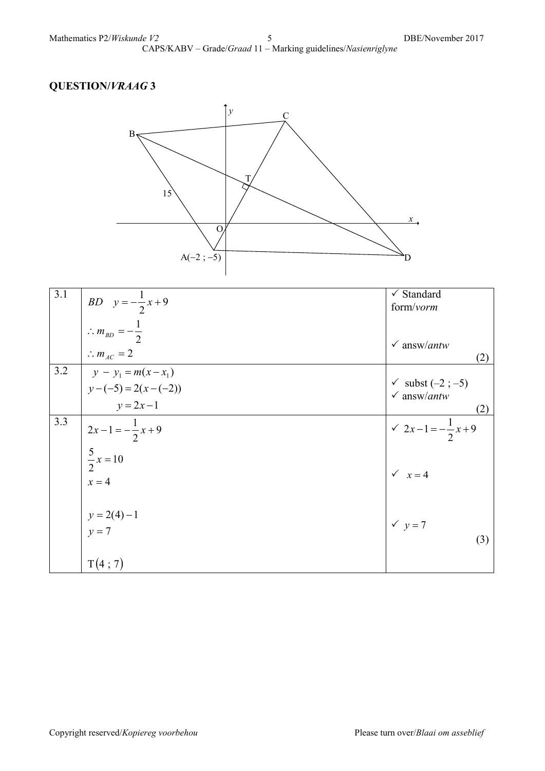## QUESTION/*VRAAG* 3

| | | |
|---|---|---|
| 3.1 | $BD \quad y = -\frac{1}{2}x + 9$ <br> $\therefore m_{BD} = -\frac{1}{2}$ <br> $\therefore m_{AC} = 2$ | ✓ Standard form/*vorm* <br> ✓ answ/*antw* <br> (2) |
| 3.2 | $y - y_1 = m(x - x_1)$ <br> $y - (-5) = 2(x - (-2))$ <br> $y = 2x - 1$ | ✓ subst $(-2 ; -5)$ <br> ✓ answ/*antw* <br> (2) |
| 3.3 | $2x - 1 = -\frac{1}{2}x + 9$ <br> $\frac{5}{2}x = 10$ <br> $x = 4$ <br> $y = 2(4) - 1$ <br> $y = 7$ <br> $\text{T}(4 ; 7)$ | ✓ $2x - 1 = -\frac{1}{2}x + 9$ <br> ✓ $x = 4$ <br> ✓ $y = 7$ <br> (3) |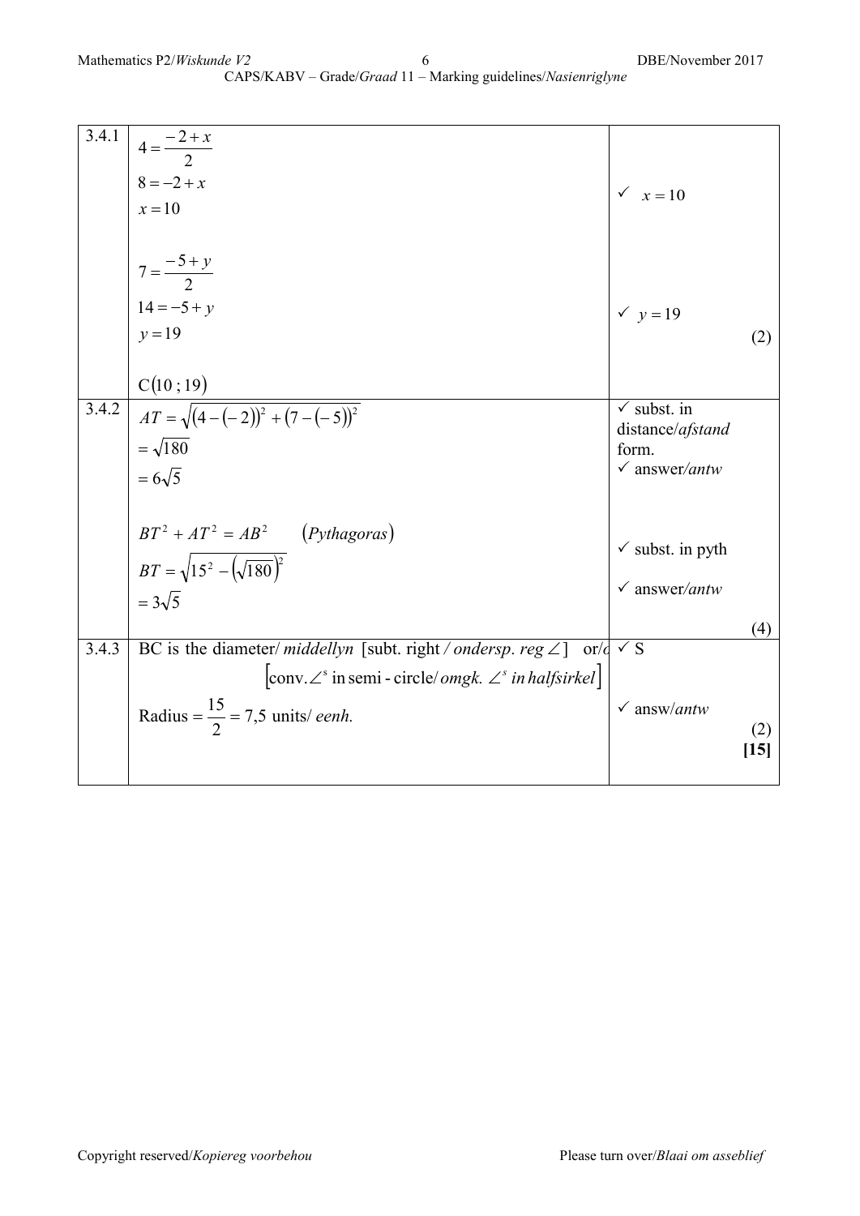| | | |
|---|---|---|
| 3.4.1 | $4 = \frac{-2+x}{2}$<br>$8 = -2 + x$<br>$x = 10$<br><br>$7 = \frac{-5+y}{2}$<br>$14 = -5 + y$<br>$y = 19$<br><br>$C(10\,;19)$ | ✓ $x = 10$<br><br>✓ $y = 19$<br>(2) |
| 3.4.2 | $AT = \sqrt{(4-(-2))^2 + (7-(-5))^2}$<br>$= \sqrt{180}$<br>$= 6\sqrt{5}$<br><br>$BT^2 + AT^2 = AB^2 \quad (Pythagoras)$<br>$BT = \sqrt{15^2 - (\sqrt{180})^2}$<br>$= 3\sqrt{5}$ | ✓ subst. in distance/*afstand* form.<br>✓ answer/*antw*<br><br>✓ subst. in pyth<br>✓ answer/*antw*<br>(4) |
| 3.4.3 | BC is the diameter/ *middellyn* [subt. right / *ondersp. reg* ∠] or/o<br>[conv.∠$^s$ in semi - circle/ *omgk.* ∠$^s$ *in halfsirkel*]<br>Radius $= \frac{15}{2} = 7{,}5$ units/ *eenh.* | ✓ S<br><br>✓ answ/*antw*<br>(2)<br>**[15]** |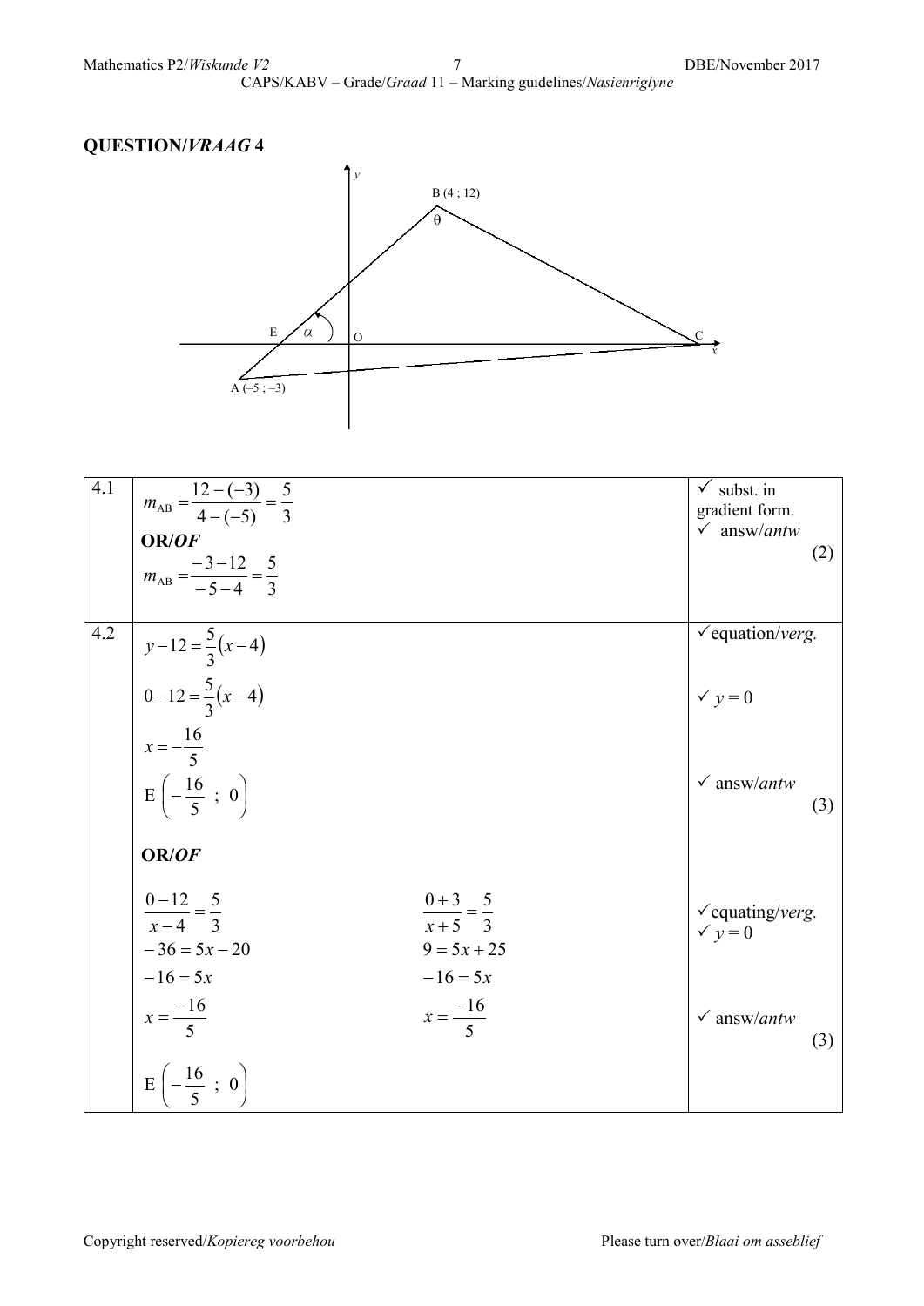## QUESTION/*VRAAG* 4

| | | |
|---|---|---|
| 4.1 | $m_{AB} = \frac{12-(-3)}{4-(-5)} = \frac{5}{3}$ <br> **OR/*OF*** <br> $m_{AB} = \frac{-3-12}{-5-4} = \frac{5}{3}$ | ✓ subst. in gradient form. <br> ✓ answ/*antw* <br> (2) |
| 4.2 | $y - 12 = \frac{5}{3}(x-4)$ <br> $0 - 12 = \frac{5}{3}(x-4)$ <br> $x = -\frac{16}{5}$ <br> $E\left(-\frac{16}{5}\ ;\ 0\right)$ | ✓equation/*verg.* <br> ✓ $y = 0$ <br> ✓ answ/*antw* <br> (3) |
| | **OR/*OF*** <br> $\frac{0-12}{x-4} = \frac{5}{3}$ <br> $-36 = 5x - 20$ <br> $-16 = 5x$ <br> $x = \frac{-16}{5}$ <br> $E\left(-\frac{16}{5}\ ;\ 0\right)$ <br><br> $\frac{0+3}{x+5} = \frac{5}{3}$ <br> $9 = 5x + 25$ <br> $-16 = 5x$ <br> $x = \frac{-16}{5}$ | ✓equating/*verg.* <br> ✓ $y = 0$ <br> ✓ answ/*antw* <br> (3) |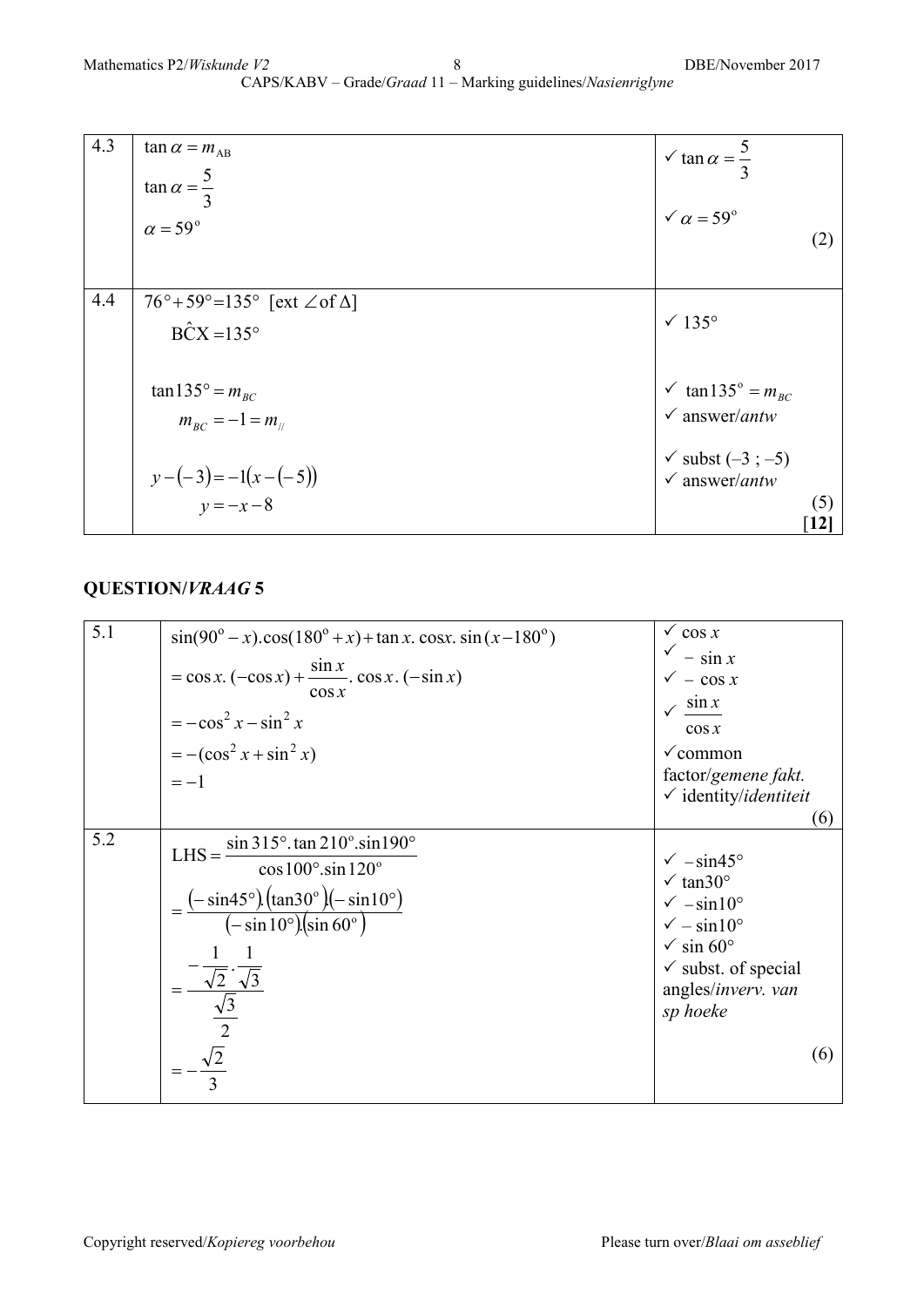| | | |
|---|---|---|
| 4.3 | $\tan\alpha = m_{AB}$<br>$\tan\alpha = \frac{5}{3}$<br>$\alpha = 59^{\circ}$ | ✓ $\tan\alpha = \frac{5}{3}$<br>✓ $\alpha = 59^{\circ}$<br>(2) |
| 4.4 | $76^{\circ} + 59^{\circ} = 135^{\circ}$ [ext $\angle$ of $\Delta$]<br>$\hat{BCX} = 135^{\circ}$<br><br>$\tan 135^{\circ} = m_{BC}$<br>$m_{BC} = -1 = m_{//}$<br><br>$y - (-3) = -1(x - (-5))$<br>$y = -x - 8$ | ✓ $135^{\circ}$<br><br>✓ $\tan 135^{\circ} = m_{BC}$<br>✓ answer/*antw*<br><br>✓ subst $(-3\ ;\ -5)$<br>✓ answer/*antw*<br>(5)<br>**[12]** |

## QUESTION/*VRAAG* 5

| | | |
|---|---|---|
| 5.1 | $\sin(90^{\circ} - x).\cos(180^{\circ} + x) + \tan x.\cos x.\sin(x - 180^{\circ})$<br>$= \cos x.(-\cos x) + \frac{\sin x}{\cos x}.\cos x.(-\sin x)$<br>$= -\cos^2 x - \sin^2 x$<br>$= -(\cos^2 x + \sin^2 x)$<br>$= -1$ | ✓ $\cos x$<br>✓ $-\sin x$<br>✓ $-\cos x$<br>✓ $\frac{\sin x}{\cos x}$<br>✓common factor/*gemene fakt.*<br>✓ identity/*identiteit*<br>(6) |
| 5.2 | $\text{LHS} = \frac{\sin 315^{\circ}.\tan 210^{\circ}.\sin 190^{\circ}}{\cos 100^{\circ}.\sin 120^{\circ}}$<br>$= \frac{(-\sin 45^{\circ}).(\tan 30^{\circ}).(-\sin 10^{\circ})}{(-\sin 10^{\circ}).(\sin 60^{\circ})}$<br>$= \frac{-\frac{1}{\sqrt{2}}.\frac{1}{\sqrt{3}}}{\frac{\sqrt{3}}{2}}$<br>$= -\frac{\sqrt{2}}{3}$ | ✓ $-\sin 45^{\circ}$<br>✓ $\tan 30^{\circ}$<br>✓ $-\sin 10^{\circ}$<br>✓ $-\sin 10^{\circ}$<br>✓ $\sin 60^{\circ}$<br>✓ subst. of special angles/*inverv. van sp hoeke*<br>(6) |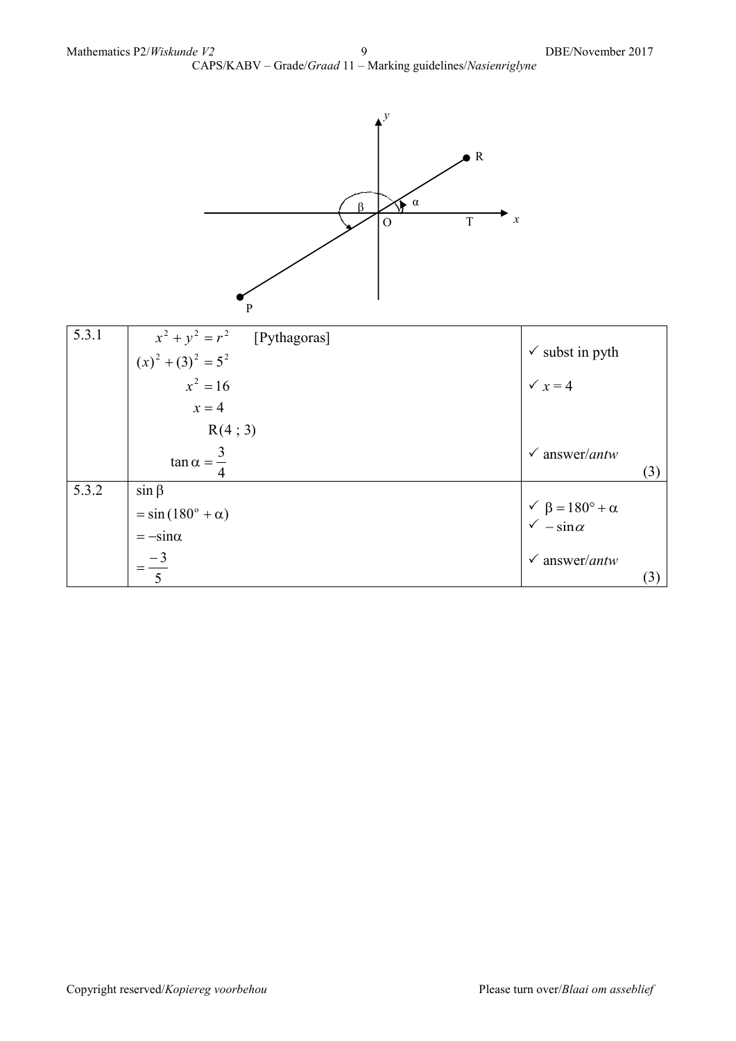| | | |
|---|---|---|
| 5.3.1 | $x^2 + y^2 = r^2$ [Pythagoras]<br>$(x)^2 + (3)^2 = 5^2$<br>$x^2 = 16$<br>$x = 4$<br>$R(4 ; 3)$<br>$\tan\alpha = \frac{3}{4}$ | ✓ subst in pyth<br>✓ $x = 4$<br><br>✓ answer/*antw* (3) |
| 5.3.2 | $\sin\beta$<br>$= \sin(180^\circ + \alpha)$<br>$= -\sin\alpha$<br>$= \frac{-3}{5}$ | ✓ $\beta = 180^\circ + \alpha$<br>✓ $-\sin\alpha$<br><br>✓ answer/*antw* (3) |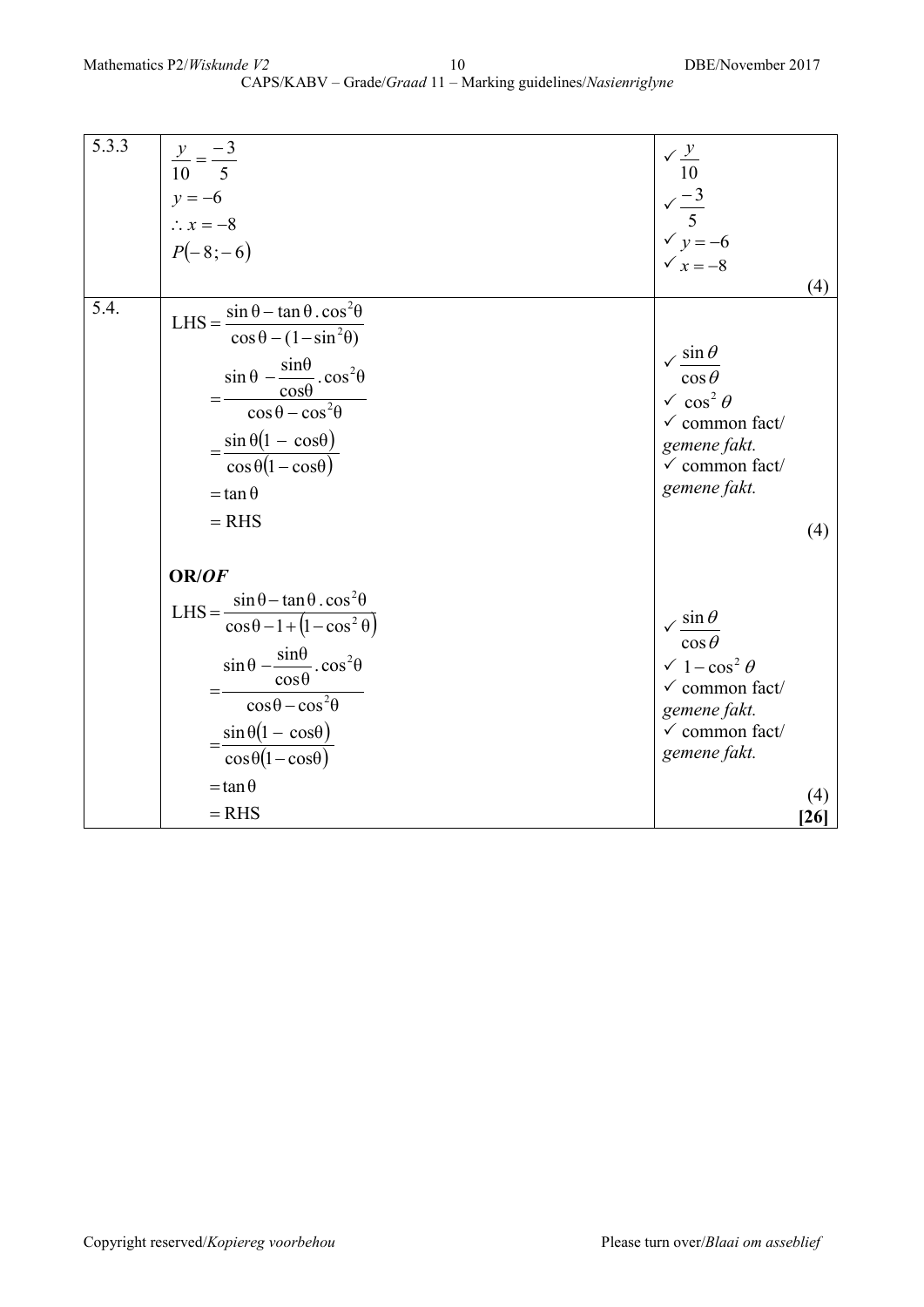| | | |
|---|---|---|
| 5.3.3 | $\frac{y}{10} = \frac{-3}{5}$<br>$y = -6$<br>$\therefore x = -8$<br>$P(-8;-6)$ | ✓ $\frac{y}{10}$<br>✓ $\frac{-3}{5}$<br>✓ $y = -6$<br>✓ $x = -8$<br>(4) |
| 5.4. | $\text{LHS} = \frac{\sin\theta - \tan\theta.\cos^2\theta}{\cos\theta - (1-\sin^2\theta)}$<br>$= \frac{\sin\theta - \frac{\sin\theta}{\cos\theta}.\cos^2\theta}{\cos\theta - \cos^2\theta}$<br>$= \frac{\sin\theta(1 - \cos\theta)}{\cos\theta(1-\cos\theta)}$<br>$= \tan\theta$<br>$= \text{RHS}$ | ✓ $\frac{\sin\theta}{\cos\theta}$<br>✓ $\cos^2\theta$<br>✓ common fact/ *gemene fakt.*<br>✓ common fact/ *gemene fakt.*<br>(4) |
| | **OR/*OF***<br>$\text{LHS} = \frac{\sin\theta - \tan\theta.\cos^2\theta}{\cos\theta - 1 + (1-\cos^2\theta)}$<br>$= \frac{\sin\theta - \frac{\sin\theta}{\cos\theta}.\cos^2\theta}{\cos\theta - \cos^2\theta}$<br>$= \frac{\sin\theta(1 - \cos\theta)}{\cos\theta(1-\cos\theta)}$<br>$= \tan\theta$<br>$= \text{RHS}$ | ✓ $\frac{\sin\theta}{\cos\theta}$<br>✓ $1-\cos^2\theta$<br>✓ common fact/ *gemene fakt.*<br>✓ common fact/ *gemene fakt.*<br>(4)<br>**[26]** |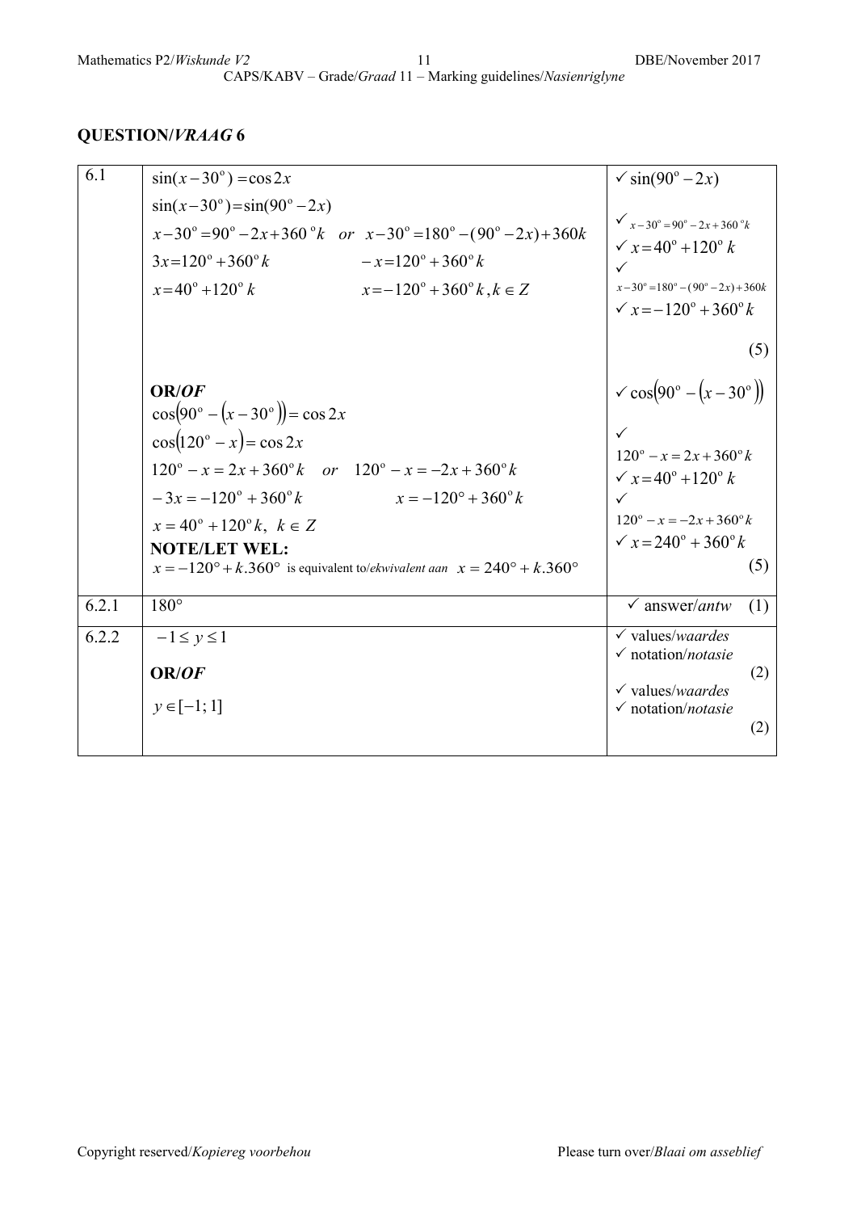## QUESTION/*VRAAG* 6

| | | |
|---|---|---|
| 6.1 | $\sin(x-30^\circ)=\cos 2x$<br>$\sin(x-30^\circ)=\sin(90^\circ-2x)$<br>$x-30^\circ=90^\circ-2x+360^\circ k \quad or \quad x-30^\circ=180^\circ-(90^\circ-2x)+360k$<br>$3x=120^\circ+360^\circ k \qquad -x=120^\circ+360^\circ k$<br>$x=40^\circ+120^\circ k \qquad x=-120^\circ+360^\circ k, k\in Z$ | ✓ $\sin(90^\circ-2x)$<br>✓ $x-30^\circ=90^\circ-2x+360^\circ k$<br>✓ $x=40^\circ+120^\circ k$<br>✓ $x-30^\circ=180^\circ-(90^\circ-2x)+360k$<br>✓ $x=-120^\circ+360^\circ k$<br>(5) |
| | **OR/*OF***<br>$\cos(90^\circ-(x-30^\circ))=\cos 2x$<br>$\cos(120^\circ-x)=\cos 2x$<br>$120^\circ-x=2x+360^\circ k \quad or \quad 120^\circ-x=-2x+360^\circ k$<br>$-3x=-120^\circ+360^\circ k \qquad x=-120^\circ+360^\circ k$<br>$x=40^\circ+120^\circ k,\ k\in Z$<br>**NOTE/LET WEL:**<br>$x=-120^\circ+k.360^\circ$ is equivalent to/*ekwivalent aan* $x=240^\circ+k.360^\circ$ | ✓ $\cos(90^\circ-(x-30^\circ))$<br>✓ $120^\circ-x=2x+360^\circ k$<br>✓ $x=40^\circ+120^\circ k$<br>✓ $120^\circ-x=-2x+360^\circ k$<br>✓ $x=240^\circ+360^\circ k$<br>(5) |
| 6.2.1 | $180^\circ$ | ✓ answer/*antw* (1) |
| 6.2.2 | $-1\le y\le 1$<br>**OR/*OF***<br>$y\in[-1;1]$ | ✓ values/*waardes*<br>✓ notation/*notasie*<br>(2)<br>✓ values/*waardes*<br>✓ notation/*notasie*<br>(2) |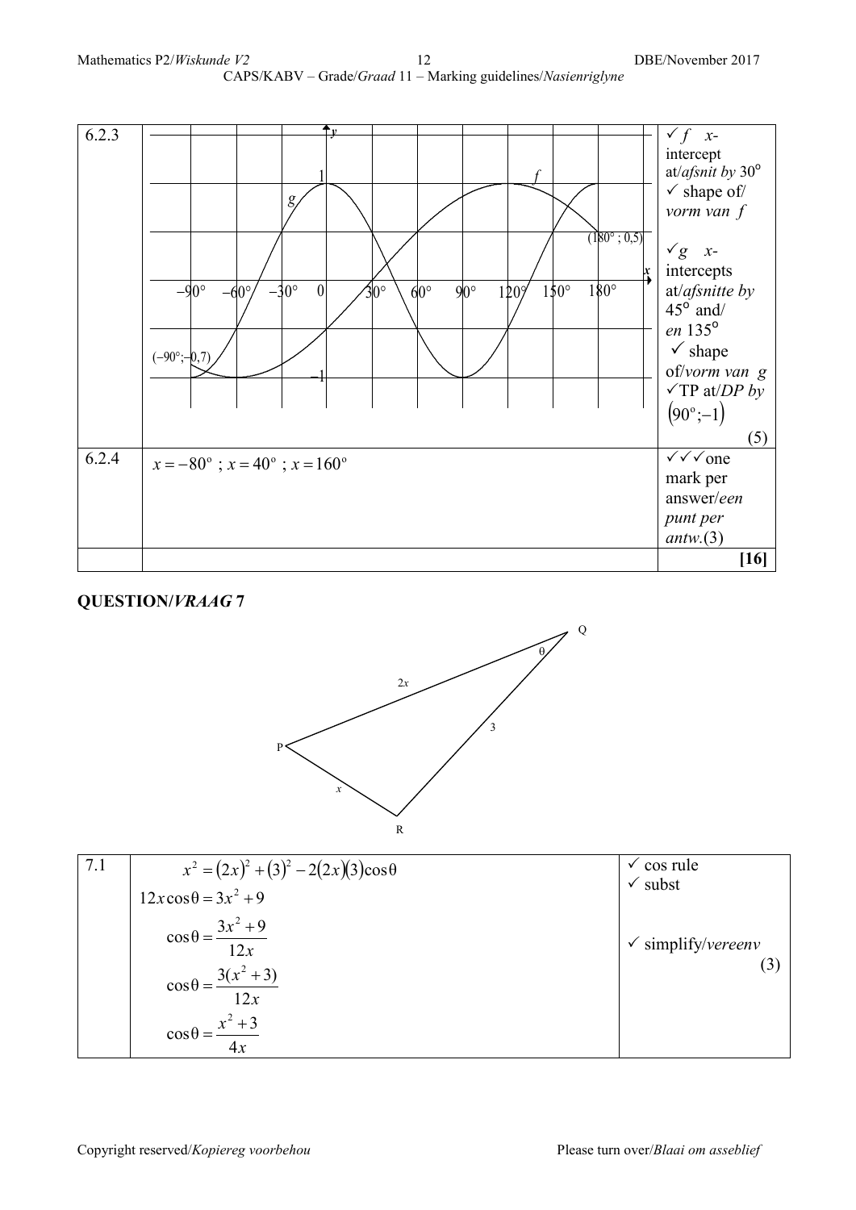| | | |
|---|---|---|
| 6.2.3 | | ✓ $f$ $x$-intercept at/*afsnit by* 30°<br>✓ shape of/ *vorm van* $f$<br><br>✓ $g$ $x$-intercepts at/*afsnitte by* 45° and/ *en* 135°<br>✓ shape of/*vorm van* $g$<br>✓TP at/*DP by* $(90^\circ;-1)$<br>(5) |
| 6.2.4 | $x = -80^\circ$ ; $x = 40^\circ$ ; $x = 160^\circ$ | ✓✓✓one mark per answer/*een punt per antw.*(3) |
| | | **[16]** |

## QUESTION/*VRAAG* 7

| | | |
|---|---|---|
| 7.1 | $x^2 = (2x)^2 + (3)^2 - 2(2x)(3)\cos\theta$<br>$12x\cos\theta = 3x^2 + 9$<br>$\cos\theta = \dfrac{3x^2+9}{12x}$<br>$\cos\theta = \dfrac{3(x^2+3)}{12x}$<br>$\cos\theta = \dfrac{x^2+3}{4x}$ | ✓ cos rule<br>✓ subst<br><br>✓ simplify/*vereenv*<br>(3) |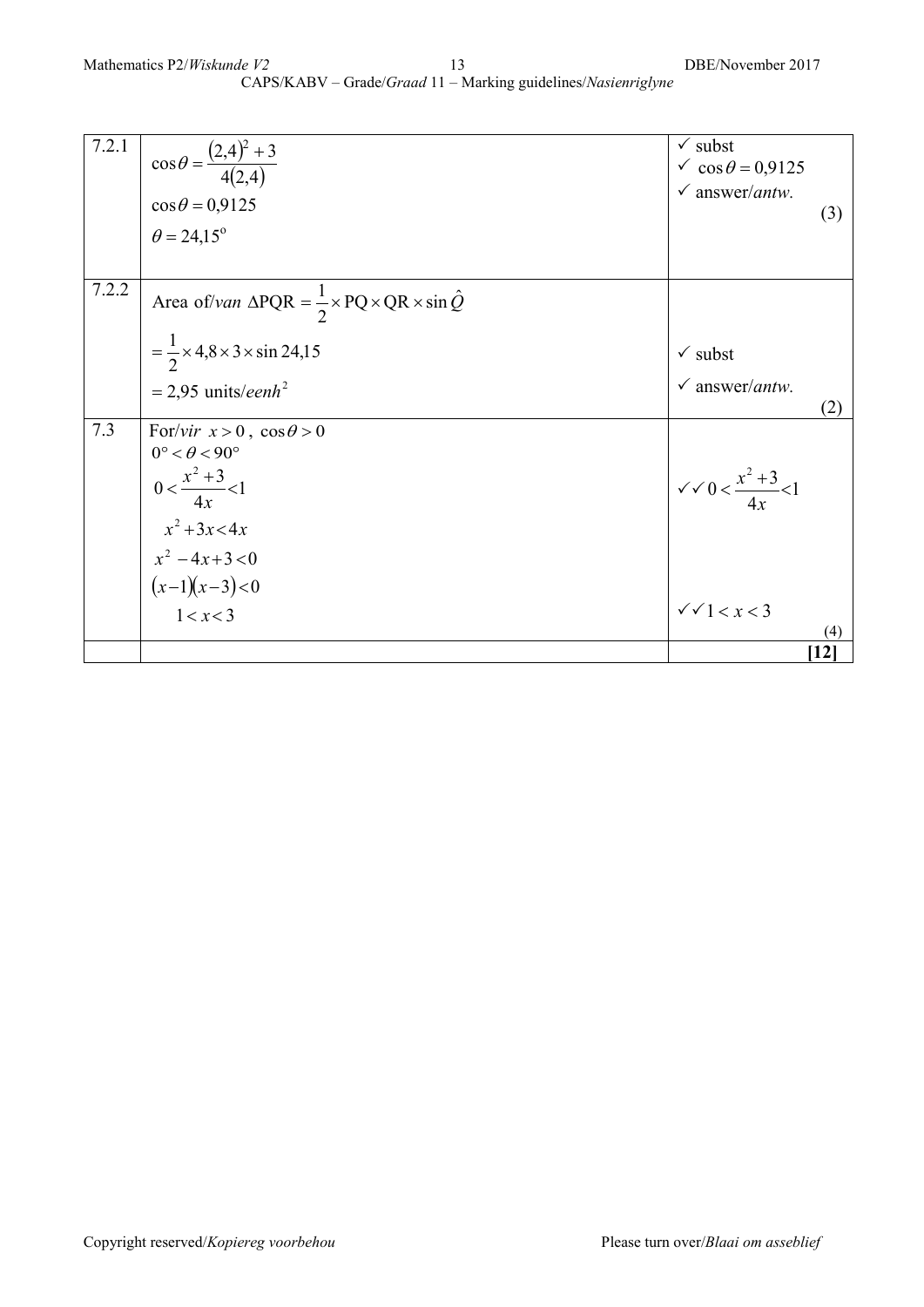| | | |
|---|---|---|
| 7.2.1 | $\cos\theta = \dfrac{(2{,}4)^2 + 3}{4(2{,}4)}$<br>$\cos\theta = 0{,}9125$<br>$\theta = 24{,}15^{\circ}$ | ✓ subst<br>✓ $\cos\theta = 0{,}9125$<br>✓ answer/*antw.*<br>(3) |
| 7.2.2 | Area of/*van* $\Delta PQR = \dfrac{1}{2} \times PQ \times QR \times \sin\hat{Q}$<br>$= \dfrac{1}{2} \times 4{,}8 \times 3 \times \sin 24{,}15$<br>$= 2{,}95$ units/*eenh*$^2$ | ✓ subst<br>✓ answer/*antw.*<br>(2) |
| 7.3 | For/*vir* $x > 0$, $\cos\theta > 0$<br>$0^{\circ} < \theta < 90^{\circ}$<br>$0 < \dfrac{x^2 + 3}{4x} < 1$<br>$x^2 + 3x < 4x$<br>$x^2 - 4x + 3 < 0$<br>$(x-1)(x-3) < 0$<br>$1 < x < 3$ | ✓✓ $0 < \dfrac{x^2 + 3}{4x} < 1$<br>✓✓ $1 < x < 3$<br>(4) |
| | | **[12]** |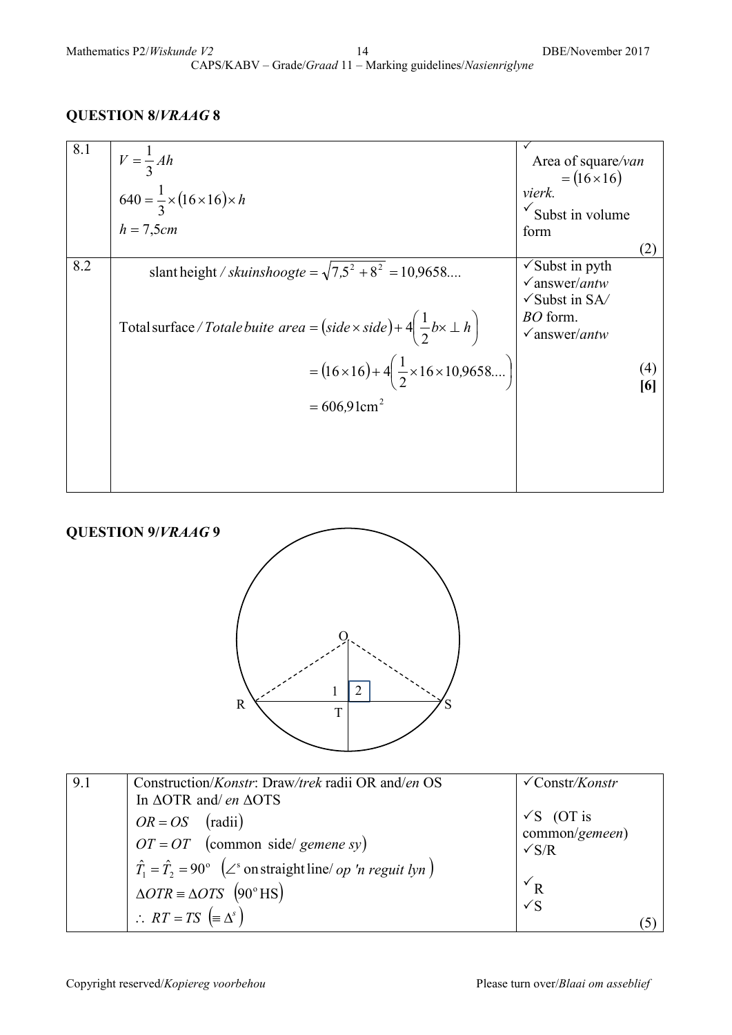## QUESTION 8/*VRAAG* 8

| | | |
|---|---|---|
| 8.1 | $V=\frac{1}{3}Ah$<br>$640=\frac{1}{3}\times(16\times16)\times h$<br>$h=7{,}5cm$ | ✓ Area of square/*van vierk.* $=(16\times16)$<br>✓ Subst in volume form<br>(2) |
| 8.2 | slant height / *skuinshoogte* $=\sqrt{7{,}5^2+8^2}=10{,}9658....$<br>Total surface / *Totale buite area* $=(side\times side)+4\left(\frac{1}{2}b\times\perp h\right)$<br>$=(16\times16)+4\left(\frac{1}{2}\times16\times10{,}9658....\right)$<br>$=606{,}91\text{cm}^2$ | ✓Subst in pyth<br>✓answer/*antw*<br>✓Subst in SA/ *BO* form.<br>✓answer/*antw*<br>(4)<br>**[6]** |

## QUESTION 9/*VRAAG* 9

| | | |
|---|---|---|
| 9.1 | Construction/*Konstr*: Draw/*trek* radii OR and/*en* OS<br>In ΔOTR and/ *en* ΔOTS<br>$OR=OS\quad(\text{radii})$<br>$OT=OT\quad(\text{common side/ } gemene\ sy)$<br>$\hat{T}_1=\hat{T}_2=90^\circ\quad(\angle^s\text{ on straight line/ } op\ 'n\ reguit\ lyn)$<br>$\Delta OTR\equiv\Delta OTS\quad(90^\circ\text{HS})$<br>$\therefore\ RT=TS\quad(\equiv\Delta^s)$ | ✓Constr/*Konstr*<br>✓S (OT is common/*gemeen*)<br>✓S/R<br>✓R<br>✓S<br>(5) |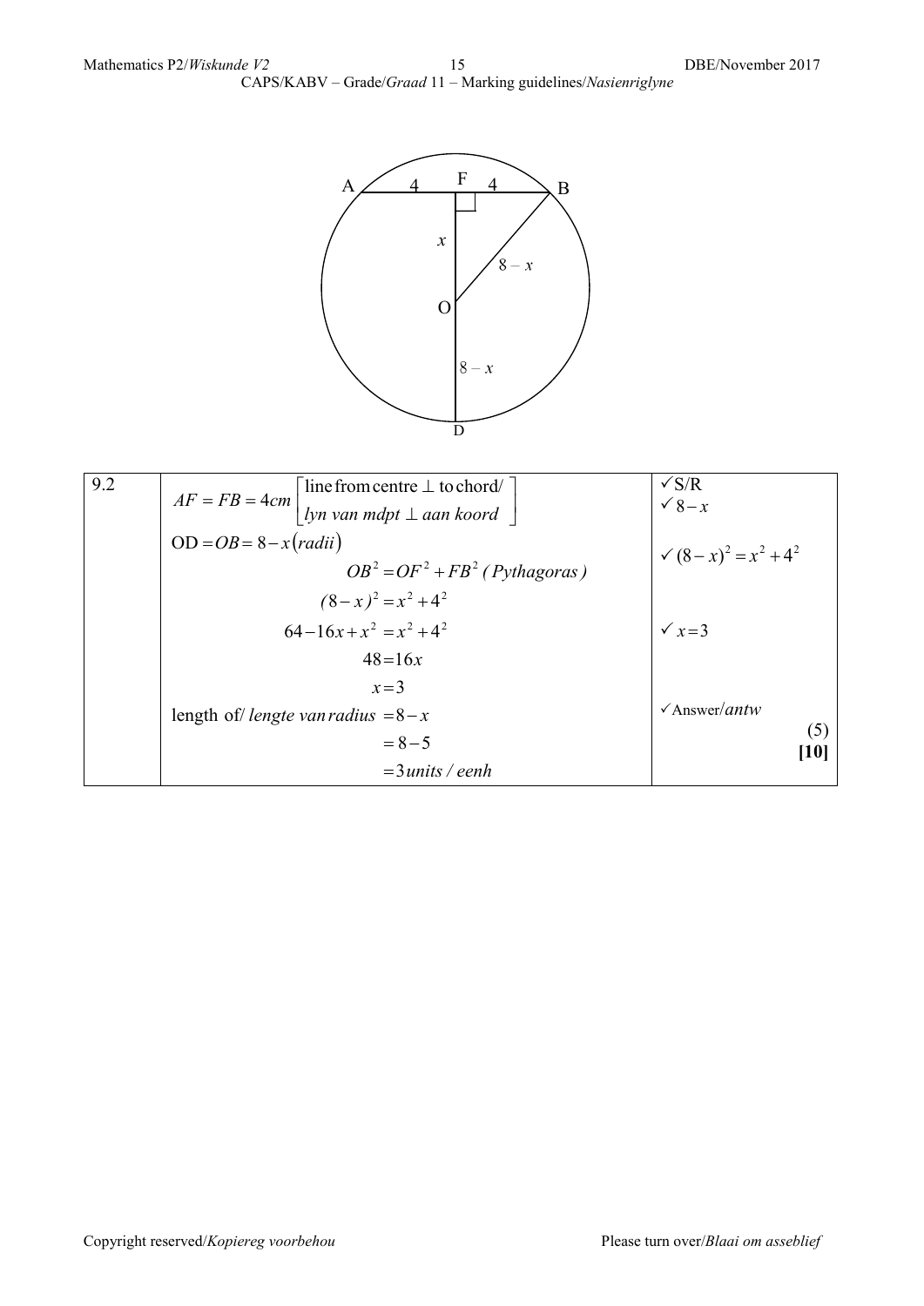| | | |
|---|---|---|
| 9.2 | $AF = FB = 4cm$ [line from centre ⊥ to chord/ *lyn van mdpt ⊥ aan koord*]<br>$OD = OB = 8 - x$ (*radii*)<br>$OB^2 = OF^2 + FB^2$ (*Pythagoras*)<br>$(8-x)^2 = x^2 + 4^2$<br>$64 - 16x + x^2 = x^2 + 4^2$<br>$48 = 16x$<br>$x = 3$<br>length of/ *lengte van radius* $= 8 - x$<br>$= 8 - 5$<br>$= 3$ *units / eenh* | ✓S/R<br>✓ $8 - x$<br>✓ $(8-x)^2 = x^2 + 4^2$<br>✓ $x = 3$<br>✓Answer/*antw*<br>(5)<br>**[10]** |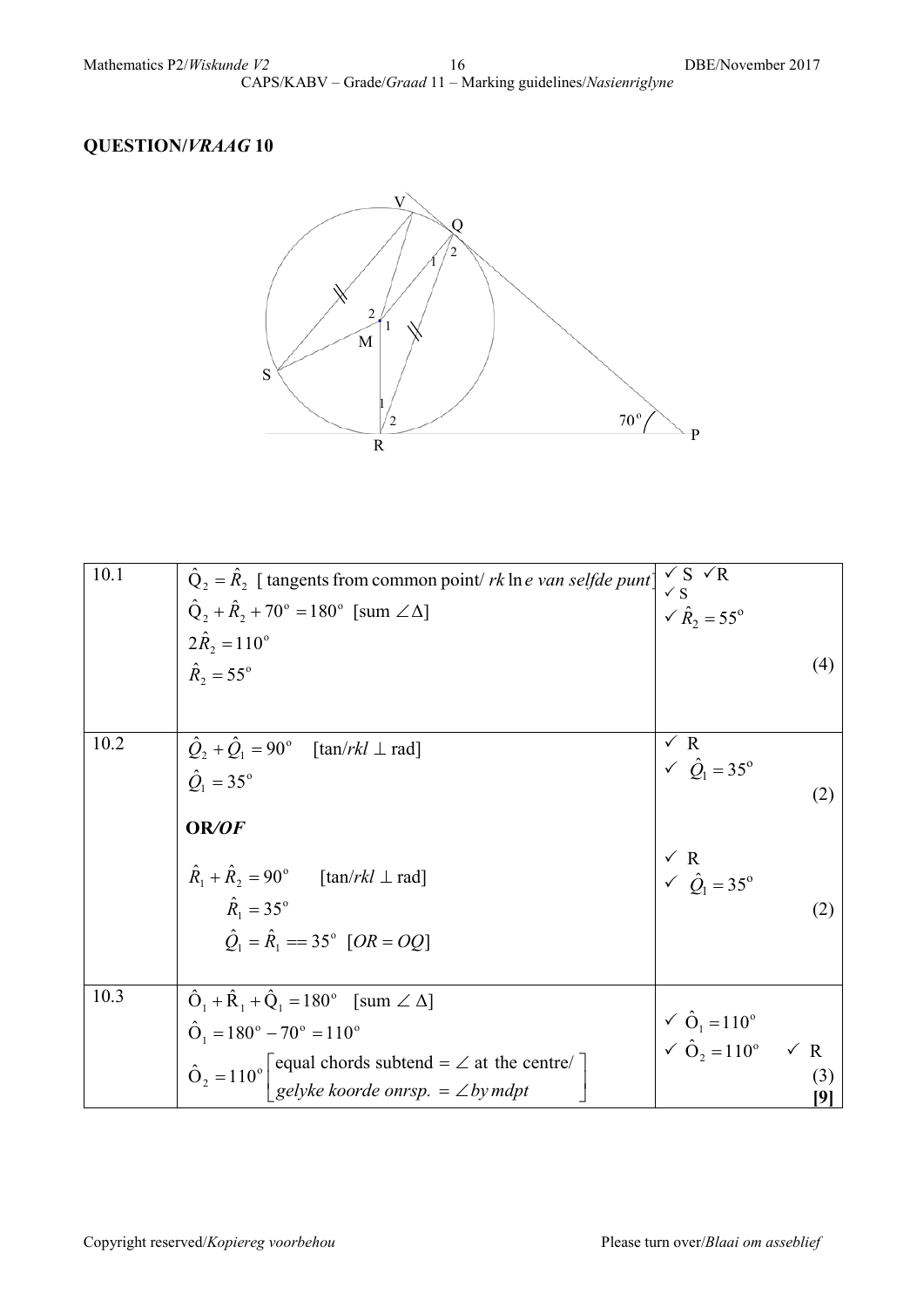## QUESTION/*VRAAG* 10

| | | |
|---|---|---|
| 10.1 | $\hat{Q}_2 = \hat{R}_2$ [ tangents from common point/ *rk* ln*e van selfde punt*] <br> $\hat{Q}_2 + \hat{R}_2 + 70° = 180°$ [sum $\angle \Delta$] <br> $2\hat{R}_2 = 110°$ <br> $\hat{R}_2 = 55°$ | ✓ S ✓R <br> ✓ S <br> ✓ $\hat{R}_2 = 55°$ <br> (4) |
| 10.2 | $\hat{Q}_2 + \hat{Q}_1 = 90°$ [tan/*rkl* $\perp$ rad] <br> $\hat{Q}_1 = 35°$ <br> **OR/*OF*** <br> $\hat{R}_1 + \hat{R}_2 = 90°$ [tan/*rkl* $\perp$ rad] <br> $\hat{R}_1 = 35°$ <br> $\hat{Q}_1 = \hat{R}_1 == 35°$ [$OR = OQ$] | ✓ R <br> ✓ $\hat{Q}_1 = 35°$ <br> (2) <br> ✓ R <br> ✓ $\hat{Q}_1 = 35°$ <br> (2) |
| 10.3 | $\hat{O}_1 + \hat{R}_1 + \hat{Q}_1 = 180°$ [sum $\angle \Delta$] <br> $\hat{O}_1 = 180° - 70° = 110°$ <br> $\hat{O}_2 = 110°$ [equal chords subtend = $\angle$ at the centre/ *gelyke koorde onrsp. =* $\angle$ *by mdpt*] | ✓ $\hat{O}_1 = 110°$ <br> ✓ $\hat{O}_2 = 110°$ ✓ R <br> (3) <br> **[9]** |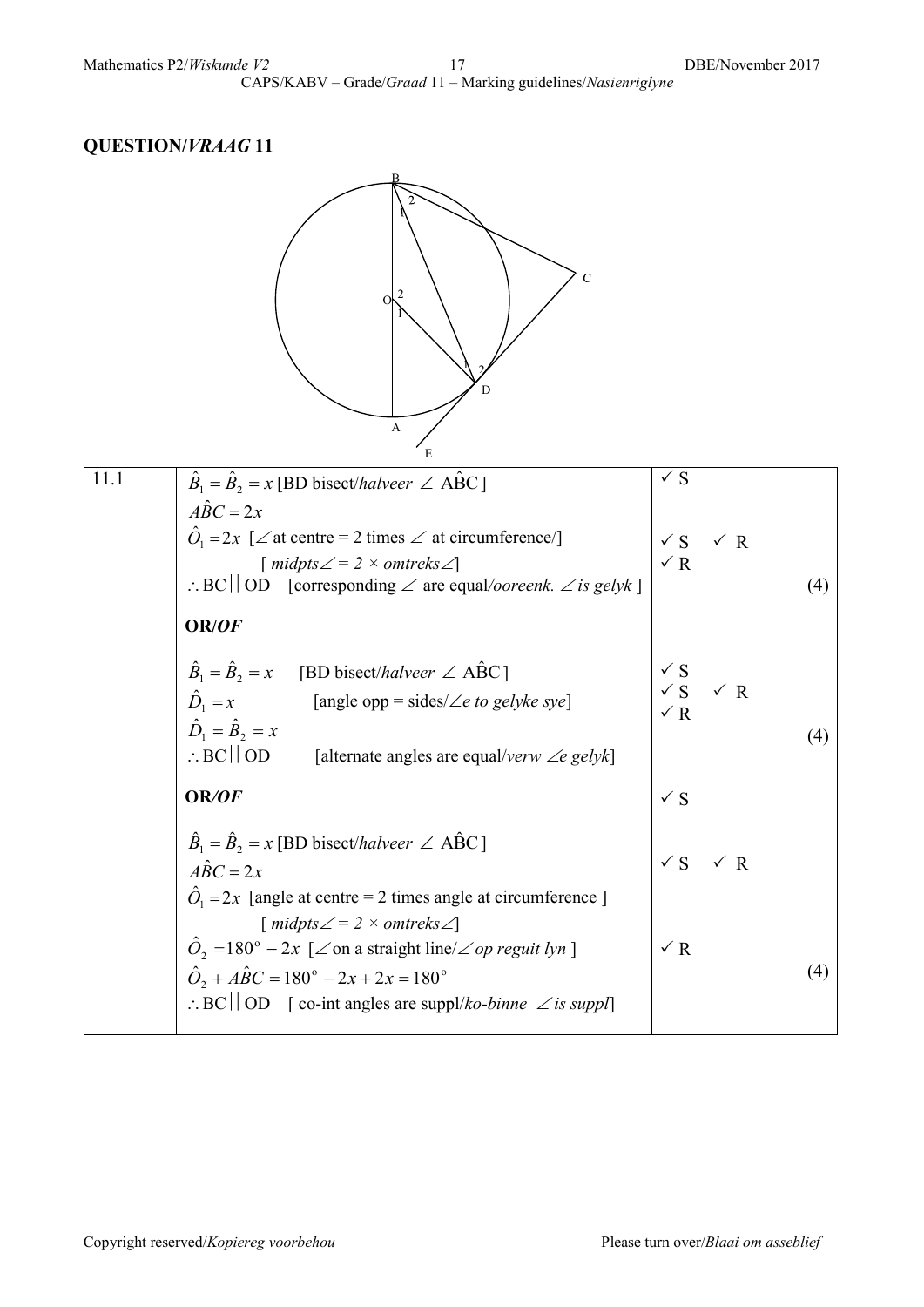## QUESTION/*VRAAG* 11

| 11.1 | $\hat{B}_1 = \hat{B}_2 = x$ [BD bisect/*halveer* $\angle$ A$\hat{B}$C ]<br>$A\hat{B}C = 2x$<br>$\hat{O}_1 = 2x$ [$\angle$ at centre = 2 times $\angle$ at circumference/]<br>[ *midpts$\angle$ = 2 × omtreks$\angle$*]<br>$\therefore$ BC $\mid\mid$ OD [corresponding $\angle$ are equal/*ooreenk. $\angle$ is gelyk* ] | ✓ S<br><br>✓ S ✓ R<br>✓ R | (4) |
|---|---|---|---|
| | **OR/*OF*** | | |
| | $\hat{B}_1 = \hat{B}_2 = x$ [BD bisect/*halveer* $\angle$ A$\hat{B}$C ]<br>$\hat{D}_1 = x$ [angle opp = sides/*$\angle$e to gelyke sye*]<br>$\hat{D}_1 = \hat{B}_2 = x$<br>$\therefore$ BC $\mid\mid$ OD [alternate angles are equal/*verw $\angle$e gelyk*] | ✓ S<br>✓ S ✓ R<br>✓ R | (4) |
| | **OR/*OF*** | | |
| | $\hat{B}_1 = \hat{B}_2 = x$ [BD bisect/*halveer* $\angle$ A$\hat{B}$C ]<br>$A\hat{B}C = 2x$<br>$\hat{O}_1 = 2x$ [angle at centre = 2 times angle at circumference ]<br>[ *midpts$\angle$ = 2 × omtreks$\angle$*]<br>$\hat{O}_2 = 180^\circ - 2x$ [$\angle$ on a straight line/*$\angle$ op reguit lyn* ]<br>$\hat{O}_2 + A\hat{B}C = 180^\circ - 2x + 2x = 180^\circ$<br>$\therefore$ BC $\mid\mid$ OD [ co-int angles are suppl/*ko-binne $\angle$ is suppl*] | ✓ S<br><br>✓ S ✓ R<br><br>✓ R | (4) |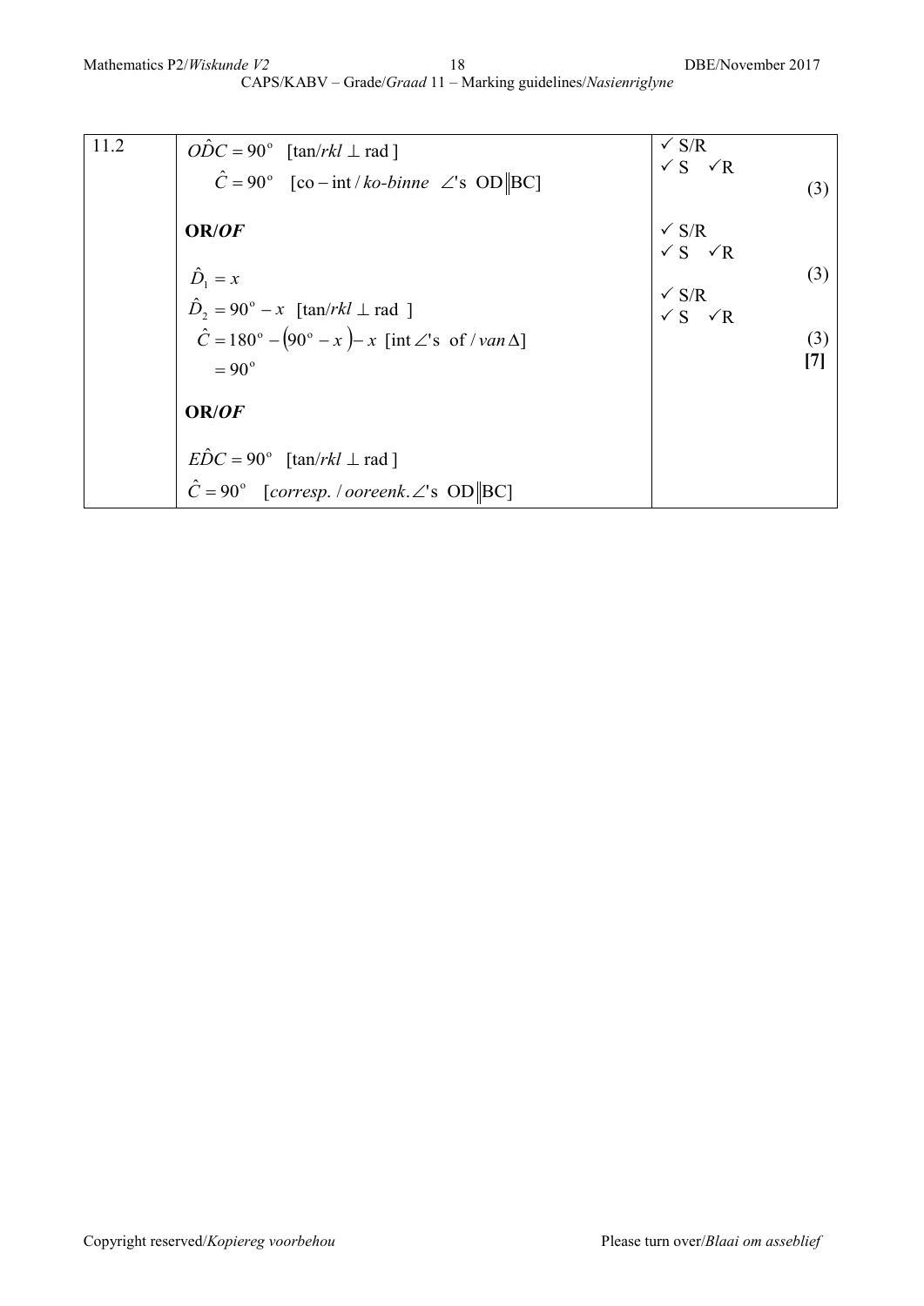| 11.2 | $O\hat{D}C = 90^\circ$ [tan/*rkl* $\perp$ rad ]<br>$\hat{C} = 90^\circ$ [co – int / *ko-binne* $\angle$'s OD $\parallel$ BC]<br><br>**OR/*OF***<br><br>$\hat{D}_1 = x$<br>$\hat{D}_2 = 90^\circ - x$ [tan/*rkl* $\perp$ rad ]<br>$\hat{C} = 180^\circ - (90^\circ - x) - x$ [int $\angle$'s of / *van* $\Delta$]<br>$= 90^\circ$<br><br>**OR/*OF***<br><br>$E\hat{D}C = 90^\circ$ [tan/*rkl* $\perp$ rad ]<br>$\hat{C} = 90^\circ$ [*corresp.* / *ooreenk.* $\angle$'s OD $\parallel$ BC] | ✓ S/R<br>✓ S ✓R (3)<br><br>✓ S/R<br>✓ S ✓R (3)<br><br>✓ S/R<br>✓ S ✓R (3)<br>**[7]** |
|---|---|---|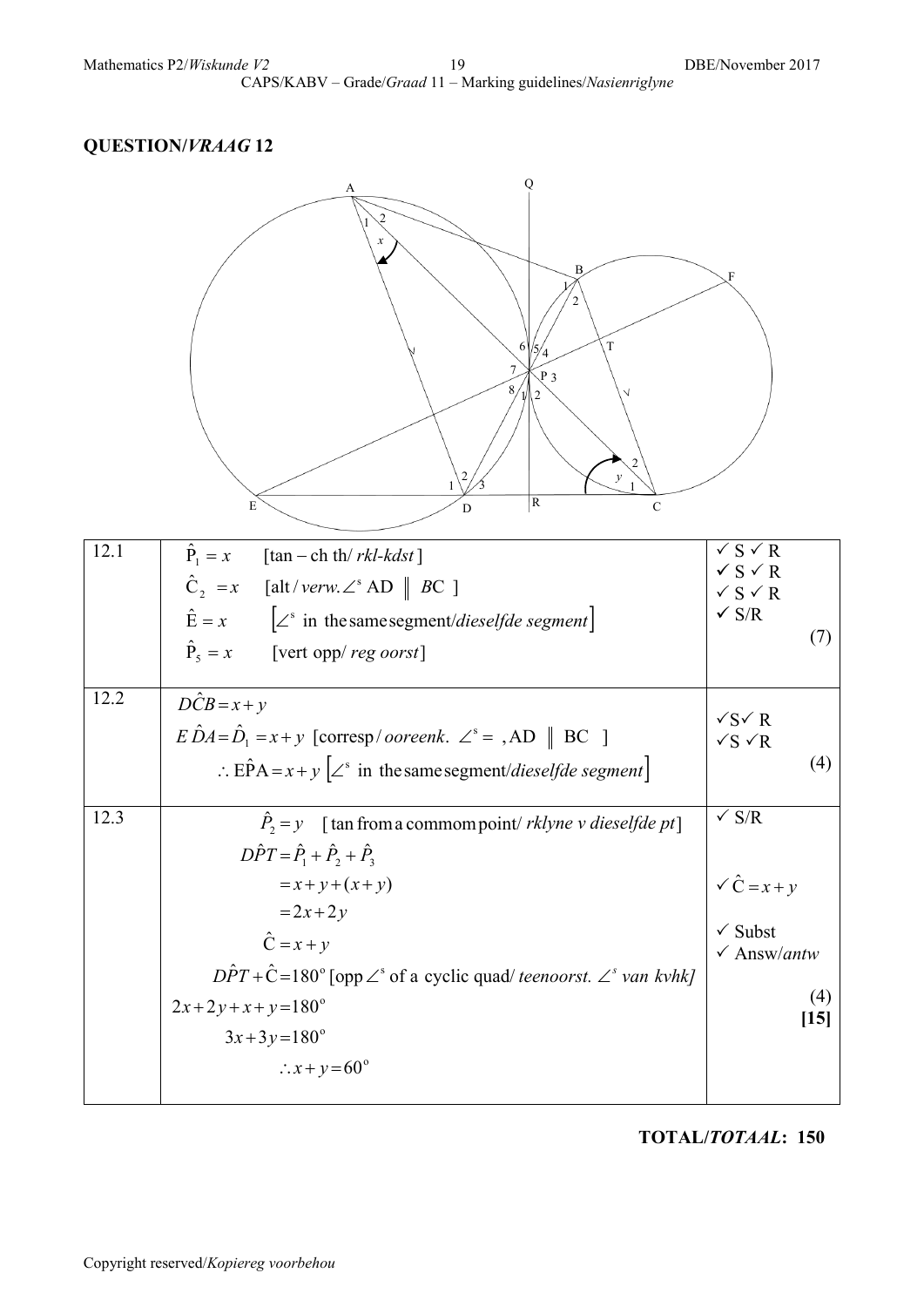## QUESTION/*VRAAG* 12

A
Q
B
F
T
P
E
D
R
C
x
y

| | | |
|---|---|---|
| 12.1 | $\hat{P}_1 = x$ [tan – ch th/ *rkl-kdst*]<br>$\hat{C}_2 = x$ [alt / *verw.*$\angle^s$ AD ∥ BC ]<br>$\hat{E} = x$ [$\angle^s$ in the same segment/*dieselfde segment*]<br>$\hat{P}_5 = x$ [vert opp/ *reg oorst*] | ✓ S ✓ R<br>✓ S ✓ R<br>✓ S ✓ R<br>✓ S/R<br>(7) |
| 12.2 | $D\hat{C}B = x + y$<br>$E\hat{D}A = \hat{D}_1 = x + y$ [corresp / *ooreenk.* $\angle^s =$ , AD ∥ BC ]<br>$\therefore E\hat{P}A = x + y$ [$\angle^s$ in the same segment/*dieselfde segment*] | ✓S✓ R<br>✓S ✓R<br>(4) |
| 12.3 | $\hat{P}_2 = y$ [tan from a commom point/ *rklyne v dieselfde pt*]<br>$D\hat{P}T = \hat{P}_1 + \hat{P}_2 + \hat{P}_3$<br>$= x + y + (x + y)$<br>$= 2x + 2y$<br>$\hat{C} = x + y$<br>$D\hat{P}T + \hat{C} = 180^\circ$ [opp $\angle^s$ of a cyclic quad/ *teenoorst.* $\angle^s$ *van kvhk]*<br>$2x + 2y + x + y = 180^\circ$<br>$3x + 3y = 180^\circ$<br>$\therefore x + y = 60^\circ$ | ✓ S/R<br><br>✓ $\hat{C} = x + y$<br><br>✓ Subst<br>✓ Answ/*antw*<br>(4)<br>**[15]** |

**TOTAL/*TOTAAL*: 150**